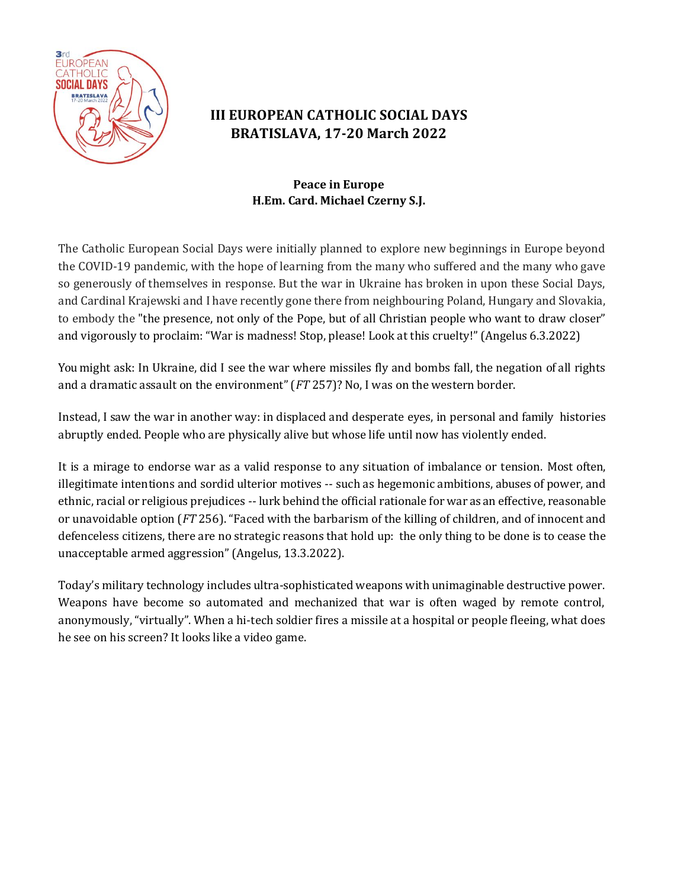# III EUROPEAN CATHOLIC SOCIAL DAYS
# BRATISLAVA, 17-20 March 2022

**Peace in Europe**
**H.Em. Card. Michael Czerny S.J.**

The Catholic European Social Days were initially planned to explore new beginnings in Europe beyond the COVID-19 pandemic, with the hope of learning from the many who suffered and the many who gave so generously of themselves in response. But the war in Ukraine has broken in upon these Social Days, and Cardinal Krajewski and I have recently gone there from neighbouring Poland, Hungary and Slovakia, to embody the "the presence, not only of the Pope, but of all Christian people who want to draw closer" and vigorously to proclaim: "War is madness! Stop, please! Look at this cruelty!" (Angelus 6.3.2022)

You might ask: In Ukraine, did I see the war where missiles fly and bombs fall, the negation of all rights and a dramatic assault on the environment" (*FT* 257)? No, I was on the western border.

Instead, I saw the war in another way: in displaced and desperate eyes, in personal and family histories abruptly ended. People who are physically alive but whose life until now has violently ended.

It is a mirage to endorse war as a valid response to any situation of imbalance or tension. Most often, illegitimate intentions and sordid ulterior motives -- such as hegemonic ambitions, abuses of power, and ethnic, racial or religious prejudices -- lurk behind the official rationale for war as an effective, reasonable or unavoidable option (*FT* 256). "Faced with the barbarism of the killing of children, and of innocent and defenceless citizens, there are no strategic reasons that hold up: the only thing to be done is to cease the unacceptable armed aggression" (Angelus, 13.3.2022).

Today's military technology includes ultra-sophisticated weapons with unimaginable destructive power. Weapons have become so automated and mechanized that war is often waged by remote control, anonymously, "virtually". When a hi-tech soldier fires a missile at a hospital or people fleeing, what does he see on his screen? It looks like a video game.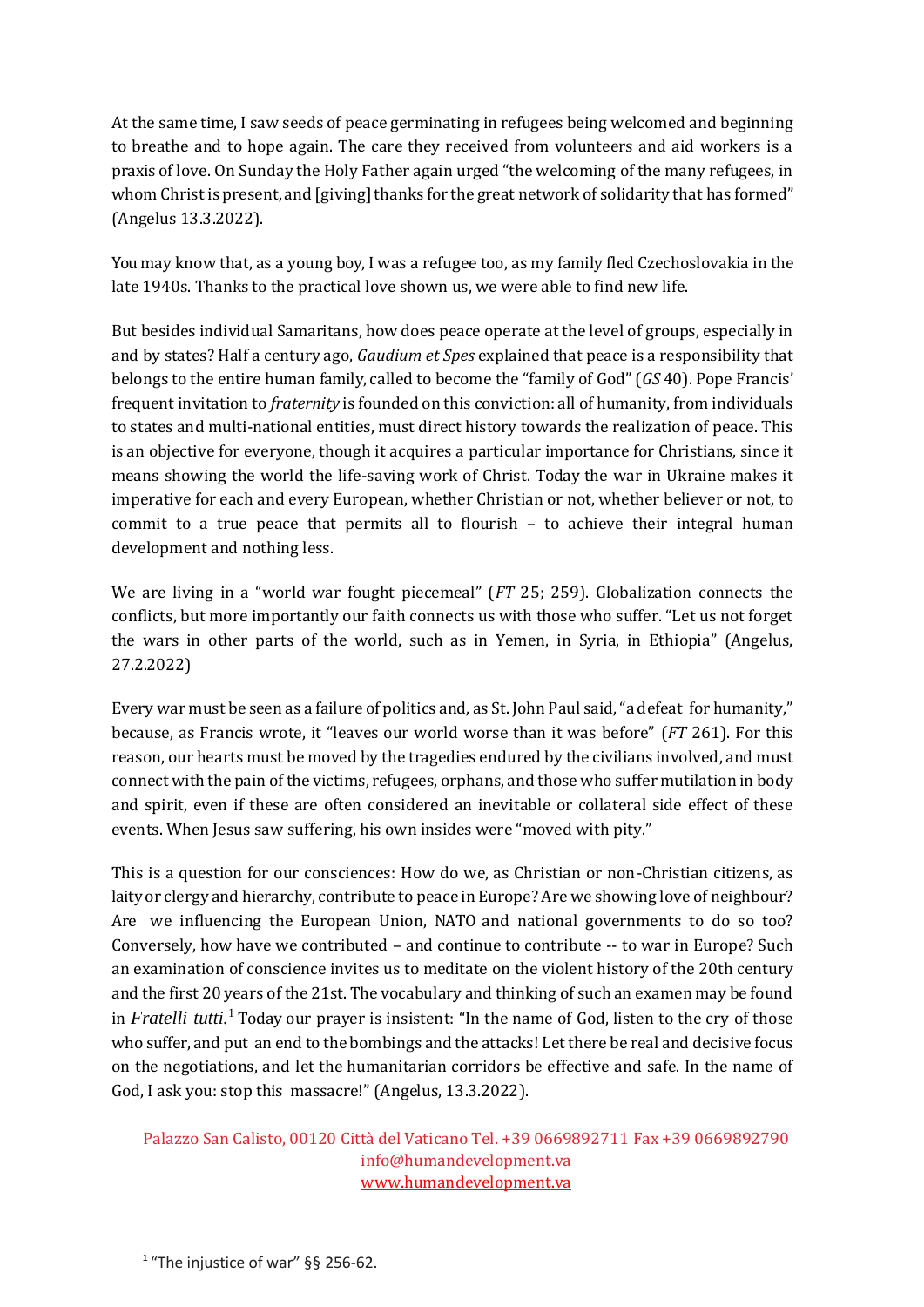At the same time, I saw seeds of peace germinating in refugees being welcomed and beginning to breathe and to hope again. The care they received from volunteers and aid workers is a praxis of love. On Sunday the Holy Father again urged "the welcoming of the many refugees, in whom Christ is present, and [giving] thanks for the great network of solidarity that has formed" (Angelus 13.3.2022).

You may know that, as a young boy, I was a refugee too, as my family fled Czechoslovakia in the late 1940s. Thanks to the practical love shown us, we were able to find new life.

But besides individual Samaritans, how does peace operate at the level of groups, especially in and by states? Half a century ago, *Gaudium et Spes* explained that peace is a responsibility that belongs to the entire human family, called to become the "family of God" (*GS* 40). Pope Francis' frequent invitation to *fraternity* is founded on this conviction: all of humanity, from individuals to states and multi-national entities, must direct history towards the realization of peace. This is an objective for everyone, though it acquires a particular importance for Christians, since it means showing the world the life-saving work of Christ. Today the war in Ukraine makes it imperative for each and every European, whether Christian or not, whether believer or not, to commit to a true peace that permits all to flourish – to achieve their integral human development and nothing less.

We are living in a "world war fought piecemeal" (*FT* 25; 259). Globalization connects the conflicts, but more importantly our faith connects us with those who suffer. "Let us not forget the wars in other parts of the world, such as in Yemen, in Syria, in Ethiopia" (Angelus, 27.2.2022)

Every war must be seen as a failure of politics and, as St. John Paul said, "a defeat for humanity," because, as Francis wrote, it "leaves our world worse than it was before" (*FT* 261). For this reason, our hearts must be moved by the tragedies endured by the civilians involved, and must connect with the pain of the victims, refugees, orphans, and those who suffer mutilation in body and spirit, even if these are often considered an inevitable or collateral side effect of these events. When Jesus saw suffering, his own insides were "moved with pity."

This is a question for our consciences: How do we, as Christian or non-Christian citizens, as laity or clergy and hierarchy, contribute to peace in Europe? Are we showing love of neighbour? Are we influencing the European Union, NATO and national governments to do so too? Conversely, how have we contributed – and continue to contribute -- to war in Europe? Such an examination of conscience invites us to meditate on the violent history of the 20th century and the first 20 years of the 21st. The vocabulary and thinking of such an examen may be found in *Fratelli tutti*.[1] Today our prayer is insistent: "In the name of God, listen to the cry of those who suffer, and put an end to the bombings and the attacks! Let there be real and decisive focus on the negotiations, and let the humanitarian corridors be effective and safe. In the name of God, I ask you: stop this massacre!" (Angelus, 13.3.2022).

Palazzo San Calisto, 00120 Città del Vaticano Tel. +39 0669892711 Fax +39 0669892790
info@humandevelopment.va
www.humandevelopment.va

[1] "The injustice of war" §§ 256-62.